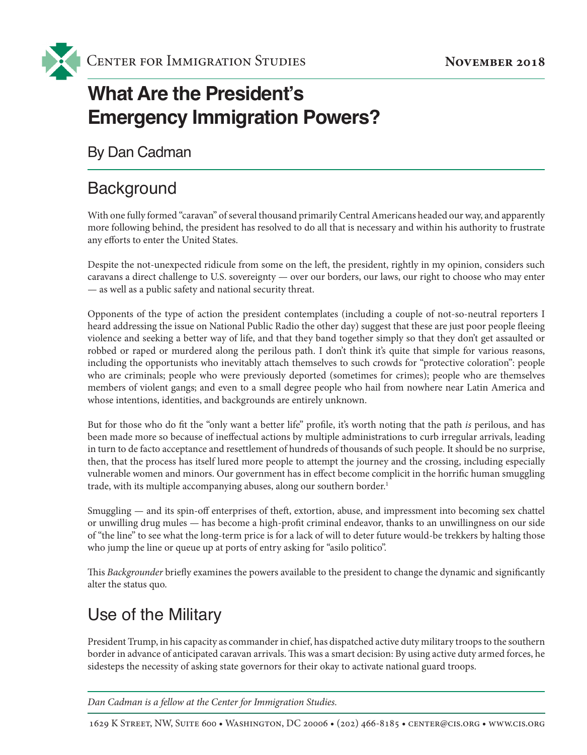Center for Immigration Studies

November 2018

# What Are the President's Emergency Immigration Powers?

By Dan Cadman

## Background

With one fully formed "caravan" of several thousand primarily Central Americans headed our way, and apparently more following behind, the president has resolved to do all that is necessary and within his authority to frustrate any efforts to enter the United States.

Despite the not-unexpected ridicule from some on the left, the president, rightly in my opinion, considers such caravans a direct challenge to U.S. sovereignty — over our borders, our laws, our right to choose who may enter — as well as a public safety and national security threat.

Opponents of the type of action the president contemplates (including a couple of not-so-neutral reporters I heard addressing the issue on National Public Radio the other day) suggest that these are just poor people fleeing violence and seeking a better way of life, and that they band together simply so that they don't get assaulted or robbed or raped or murdered along the perilous path. I don't think it's quite that simple for various reasons, including the opportunists who inevitably attach themselves to such crowds for "protective coloration": people who are criminals; people who were previously deported (sometimes for crimes); people who are themselves members of violent gangs; and even to a small degree people who hail from nowhere near Latin America and whose intentions, identities, and backgrounds are entirely unknown.

But for those who do fit the "only want a better life" profile, it's worth noting that the path *is* perilous, and has been made more so because of ineffectual actions by multiple administrations to curb irregular arrivals, leading in turn to de facto acceptance and resettlement of hundreds of thousands of such people. It should be no surprise, then, that the process has itself lured more people to attempt the journey and the crossing, including especially vulnerable women and minors. Our government has in effect become complicit in the horrific human smuggling trade, with its multiple accompanying abuses, along our southern border.[1]

Smuggling — and its spin-off enterprises of theft, extortion, abuse, and impressment into becoming sex chattel or unwilling drug mules — has become a high-profit criminal endeavor, thanks to an unwillingness on our side of "the line" to see what the long-term price is for a lack of will to deter future would-be trekkers by halting those who jump the line or queue up at ports of entry asking for "asilo politico".

This *Backgrounder* briefly examines the powers available to the president to change the dynamic and significantly alter the status quo.

## Use of the Military

President Trump, in his capacity as commander in chief, has dispatched active duty military troops to the southern border in advance of anticipated caravan arrivals. This was a smart decision: By using active duty armed forces, he sidesteps the necessity of asking state governors for their okay to activate national guard troops.

*Dan Cadman is a fellow at the Center for Immigration Studies.*

1629 K Street, NW, Suite 600 • Washington, DC 20006 • (202) 466-8185 • center@cis.org • www.cis.org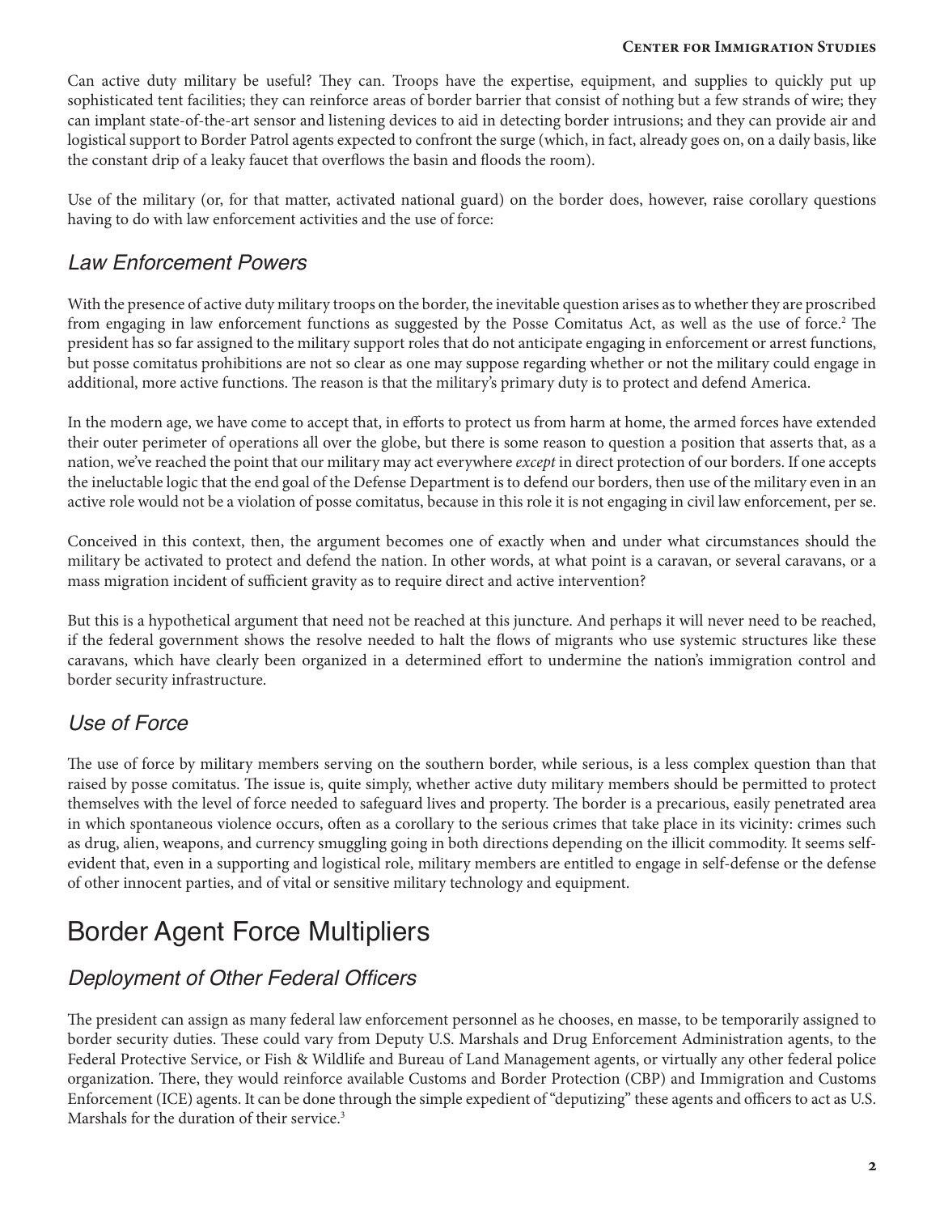Can active duty military be useful? They can. Troops have the expertise, equipment, and supplies to quickly put up sophisticated tent facilities; they can reinforce areas of border barrier that consist of nothing but a few strands of wire; they can implant state-of-the-art sensor and listening devices to aid in detecting border intrusions; and they can provide air and logistical support to Border Patrol agents expected to confront the surge (which, in fact, already goes on, on a daily basis, like the constant drip of a leaky faucet that overflows the basin and floods the room).

Use of the military (or, for that matter, activated national guard) on the border does, however, raise corollary questions having to do with law enforcement activities and the use of force:

### *Law Enforcement Powers*

With the presence of active duty military troops on the border, the inevitable question arises as to whether they are proscribed from engaging in law enforcement functions as suggested by the Posse Comitatus Act, as well as the use of force.[2] The president has so far assigned to the military support roles that do not anticipate engaging in enforcement or arrest functions, but posse comitatus prohibitions are not so clear as one may suppose regarding whether or not the military could engage in additional, more active functions. The reason is that the military's primary duty is to protect and defend America.

In the modern age, we have come to accept that, in efforts to protect us from harm at home, the armed forces have extended their outer perimeter of operations all over the globe, but there is some reason to question a position that asserts that, as a nation, we've reached the point that our military may act everywhere *except* in direct protection of our borders. If one accepts the ineluctable logic that the end goal of the Defense Department is to defend our borders, then use of the military even in an active role would not be a violation of posse comitatus, because in this role it is not engaging in civil law enforcement, per se.

Conceived in this context, then, the argument becomes one of exactly when and under what circumstances should the military be activated to protect and defend the nation. In other words, at what point is a caravan, or several caravans, or a mass migration incident of sufficient gravity as to require direct and active intervention?

But this is a hypothetical argument that need not be reached at this juncture. And perhaps it will never need to be reached, if the federal government shows the resolve needed to halt the flows of migrants who use systemic structures like these caravans, which have clearly been organized in a determined effort to undermine the nation's immigration control and border security infrastructure.

### *Use of Force*

The use of force by military members serving on the southern border, while serious, is a less complex question than that raised by posse comitatus. The issue is, quite simply, whether active duty military members should be permitted to protect themselves with the level of force needed to safeguard lives and property. The border is a precarious, easily penetrated area in which spontaneous violence occurs, often as a corollary to the serious crimes that take place in its vicinity: crimes such as drug, alien, weapons, and currency smuggling going in both directions depending on the illicit commodity. It seems self-evident that, even in a supporting and logistical role, military members are entitled to engage in self-defense or the defense of other innocent parties, and of vital or sensitive military technology and equipment.

## Border Agent Force Multipliers

### *Deployment of Other Federal Officers*

The president can assign as many federal law enforcement personnel as he chooses, en masse, to be temporarily assigned to border security duties. These could vary from Deputy U.S. Marshals and Drug Enforcement Administration agents, to the Federal Protective Service, or Fish & Wildlife and Bureau of Land Management agents, or virtually any other federal police organization. There, they would reinforce available Customs and Border Protection (CBP) and Immigration and Customs Enforcement (ICE) agents. It can be done through the simple expedient of "deputizing" these agents and officers to act as U.S. Marshals for the duration of their service.[3]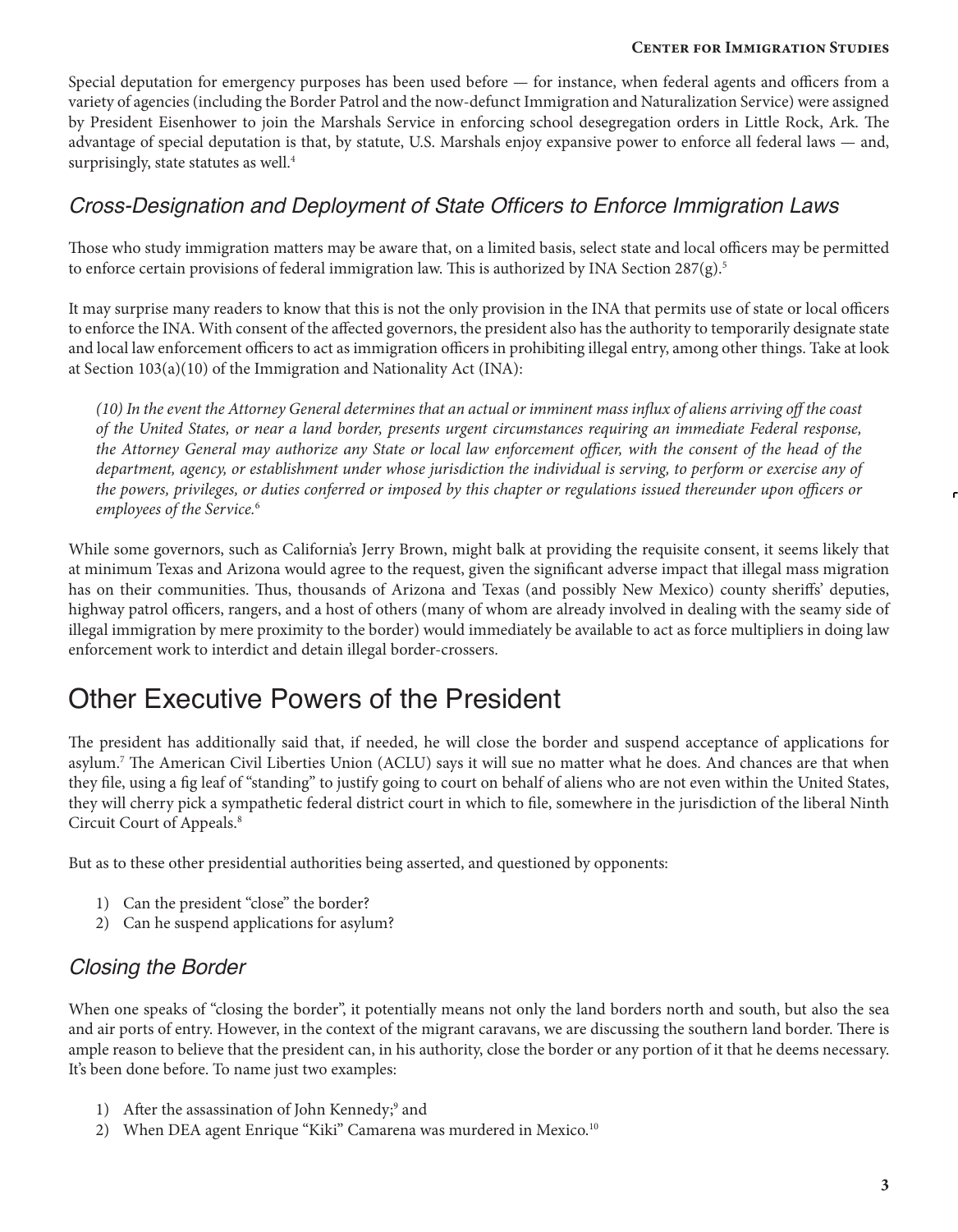Special deputation for emergency purposes has been used before — for instance, when federal agents and officers from a variety of agencies (including the Border Patrol and the now-defunct Immigration and Naturalization Service) were assigned by President Eisenhower to join the Marshals Service in enforcing school desegregation orders in Little Rock, Ark. The advantage of special deputation is that, by statute, U.S. Marshals enjoy expansive power to enforce all federal laws — and, surprisingly, state statutes as well.[4]

### *Cross-Designation and Deployment of State Officers to Enforce Immigration Laws*

Those who study immigration matters may be aware that, on a limited basis, select state and local officers may be permitted to enforce certain provisions of federal immigration law. This is authorized by INA Section 287(g).[5]

It may surprise many readers to know that this is not the only provision in the INA that permits use of state or local officers to enforce the INA. With consent of the affected governors, the president also has the authority to temporarily designate state and local law enforcement officers to act as immigration officers in prohibiting illegal entry, among other things. Take at look at Section 103(a)(10) of the Immigration and Nationality Act (INA):

> *(10) In the event the Attorney General determines that an actual or imminent mass influx of aliens arriving off the coast of the United States, or near a land border, presents urgent circumstances requiring an immediate Federal response, the Attorney General may authorize any State or local law enforcement officer, with the consent of the head of the department, agency, or establishment under whose jurisdiction the individual is serving, to perform or exercise any of the powers, privileges, or duties conferred or imposed by this chapter or regulations issued thereunder upon officers or employees of the Service.*[6]

While some governors, such as California's Jerry Brown, might balk at providing the requisite consent, it seems likely that at minimum Texas and Arizona would agree to the request, given the significant adverse impact that illegal mass migration has on their communities. Thus, thousands of Arizona and Texas (and possibly New Mexico) county sheriffs' deputies, highway patrol officers, rangers, and a host of others (many of whom are already involved in dealing with the seamy side of illegal immigration by mere proximity to the border) would immediately be available to act as force multipliers in doing law enforcement work to interdict and detain illegal border-crossers.

## Other Executive Powers of the President

The president has additionally said that, if needed, he will close the border and suspend acceptance of applications for asylum.[7] The American Civil Liberties Union (ACLU) says it will sue no matter what he does. And chances are that when they file, using a fig leaf of "standing" to justify going to court on behalf of aliens who are not even within the United States, they will cherry pick a sympathetic federal district court in which to file, somewhere in the jurisdiction of the liberal Ninth Circuit Court of Appeals.[8]

But as to these other presidential authorities being asserted, and questioned by opponents:

1) Can the president "close" the border?
2) Can he suspend applications for asylum?

### *Closing the Border*

When one speaks of "closing the border", it potentially means not only the land borders north and south, but also the sea and air ports of entry. However, in the context of the migrant caravans, we are discussing the southern land border. There is ample reason to believe that the president can, in his authority, close the border or any portion of it that he deems necessary. It's been done before. To name just two examples:

1) After the assassination of John Kennedy;[9] and
2) When DEA agent Enrique "Kiki" Camarena was murdered in Mexico.[10]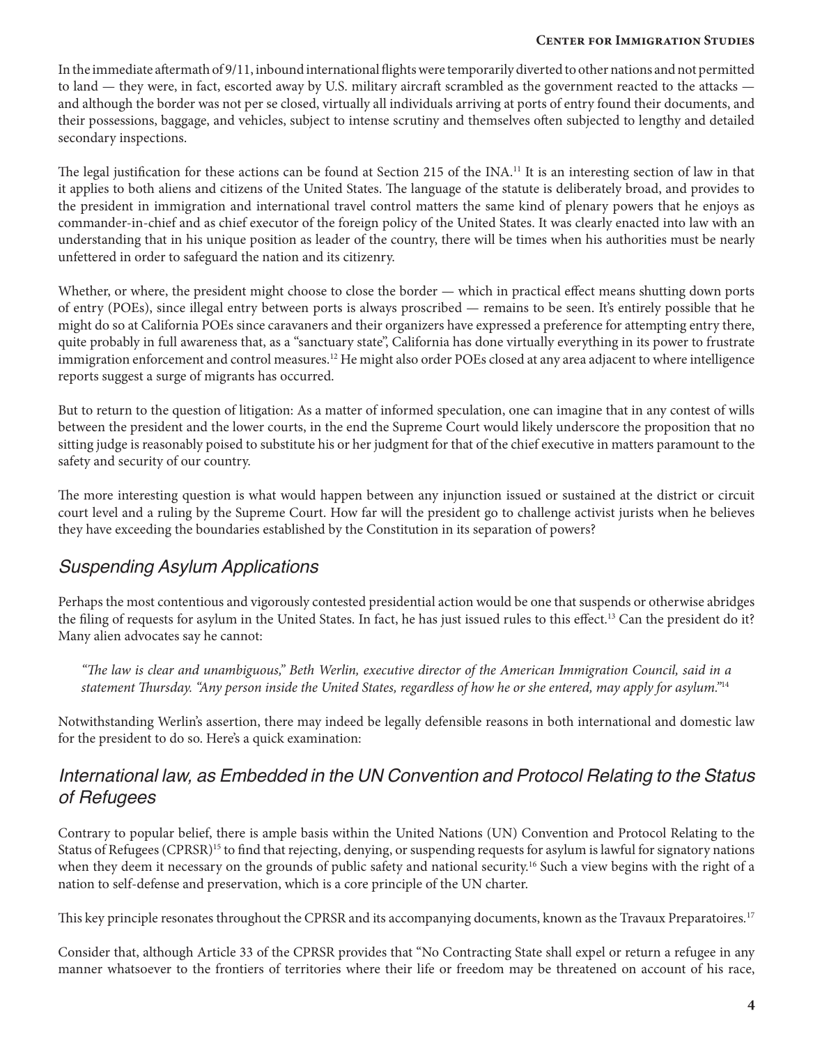In the immediate aftermath of 9/11, inbound international flights were temporarily diverted to other nations and not permitted to land — they were, in fact, escorted away by U.S. military aircraft scrambled as the government reacted to the attacks — and although the border was not per se closed, virtually all individuals arriving at ports of entry found their documents, and their possessions, baggage, and vehicles, subject to intense scrutiny and themselves often subjected to lengthy and detailed secondary inspections.

The legal justification for these actions can be found at Section 215 of the INA.[11] It is an interesting section of law in that it applies to both aliens and citizens of the United States. The language of the statute is deliberately broad, and provides to the president in immigration and international travel control matters the same kind of plenary powers that he enjoys as commander-in-chief and as chief executor of the foreign policy of the United States. It was clearly enacted into law with an understanding that in his unique position as leader of the country, there will be times when his authorities must be nearly unfettered in order to safeguard the nation and its citizenry.

Whether, or where, the president might choose to close the border — which in practical effect means shutting down ports of entry (POEs), since illegal entry between ports is always proscribed — remains to be seen. It's entirely possible that he might do so at California POEs since caravaners and their organizers have expressed a preference for attempting entry there, quite probably in full awareness that, as a "sanctuary state", California has done virtually everything in its power to frustrate immigration enforcement and control measures.[12] He might also order POEs closed at any area adjacent to where intelligence reports suggest a surge of migrants has occurred.

But to return to the question of litigation: As a matter of informed speculation, one can imagine that in any contest of wills between the president and the lower courts, in the end the Supreme Court would likely underscore the proposition that no sitting judge is reasonably poised to substitute his or her judgment for that of the chief executive in matters paramount to the safety and security of our country.

The more interesting question is what would happen between any injunction issued or sustained at the district or circuit court level and a ruling by the Supreme Court. How far will the president go to challenge activist jurists when he believes they have exceeding the boundaries established by the Constitution in its separation of powers?

## *Suspending Asylum Applications*

Perhaps the most contentious and vigorously contested presidential action would be one that suspends or otherwise abridges the filing of requests for asylum in the United States. In fact, he has just issued rules to this effect.[13] Can the president do it? Many alien advocates say he cannot:

> *"The law is clear and unambiguous," Beth Werlin, executive director of the American Immigration Council, said in a statement Thursday. "Any person inside the United States, regardless of how he or she entered, may apply for asylum."*[14]

Notwithstanding Werlin's assertion, there may indeed be legally defensible reasons in both international and domestic law for the president to do so. Here's a quick examination:

## *International law, as Embedded in the UN Convention and Protocol Relating to the Status of Refugees*

Contrary to popular belief, there is ample basis within the United Nations (UN) Convention and Protocol Relating to the Status of Refugees (CPRSR)[15] to find that rejecting, denying, or suspending requests for asylum is lawful for signatory nations when they deem it necessary on the grounds of public safety and national security.[16] Such a view begins with the right of a nation to self-defense and preservation, which is a core principle of the UN charter.

This key principle resonates throughout the CPRSR and its accompanying documents, known as the Travaux Preparatoires.[17]

Consider that, although Article 33 of the CPRSR provides that "No Contracting State shall expel or return a refugee in any manner whatsoever to the frontiers of territories where their life or freedom may be threatened on account of his race,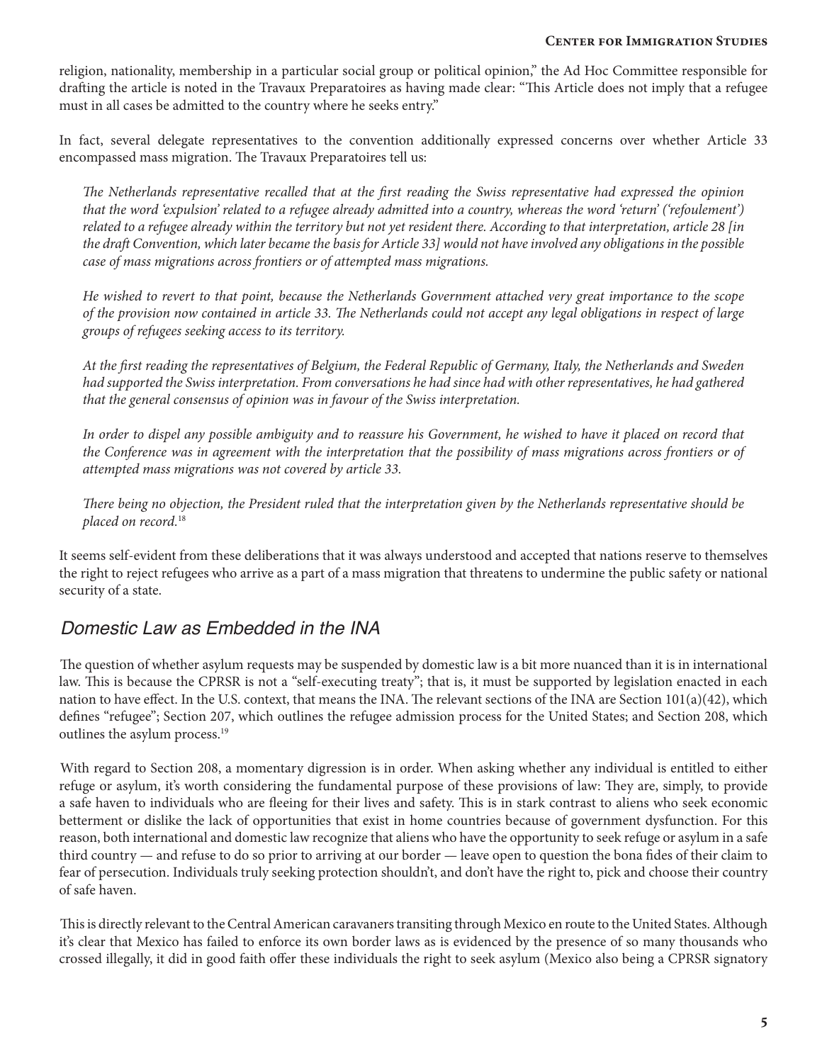religion, nationality, membership in a particular social group or political opinion," the Ad Hoc Committee responsible for drafting the article is noted in the Travaux Preparatoires as having made clear: "This Article does not imply that a refugee must in all cases be admitted to the country where he seeks entry."

In fact, several delegate representatives to the convention additionally expressed concerns over whether Article 33 encompassed mass migration. The Travaux Preparatoires tell us:

> *The Netherlands representative recalled that at the first reading the Swiss representative had expressed the opinion that the word 'expulsion' related to a refugee already admitted into a country, whereas the word 'return' ('refoulement') related to a refugee already within the territory but not yet resident there. According to that interpretation, article 28 [in the draft Convention, which later became the basis for Article 33] would not have involved any obligations in the possible case of mass migrations across frontiers or of attempted mass migrations.*
>
> *He wished to revert to that point, because the Netherlands Government attached very great importance to the scope of the provision now contained in article 33. The Netherlands could not accept any legal obligations in respect of large groups of refugees seeking access to its territory.*
>
> *At the first reading the representatives of Belgium, the Federal Republic of Germany, Italy, the Netherlands and Sweden had supported the Swiss interpretation. From conversations he had since had with other representatives, he had gathered that the general consensus of opinion was in favour of the Swiss interpretation.*
>
> *In order to dispel any possible ambiguity and to reassure his Government, he wished to have it placed on record that the Conference was in agreement with the interpretation that the possibility of mass migrations across frontiers or of attempted mass migrations was not covered by article 33.*
>
> *There being no objection, the President ruled that the interpretation given by the Netherlands representative should be placed on record.*[18]

It seems self-evident from these deliberations that it was always understood and accepted that nations reserve to themselves the right to reject refugees who arrive as a part of a mass migration that threatens to undermine the public safety or national security of a state.

## Domestic Law as Embedded in the INA

The question of whether asylum requests may be suspended by domestic law is a bit more nuanced than it is in international law. This is because the CPRSR is not a "self-executing treaty"; that is, it must be supported by legislation enacted in each nation to have effect. In the U.S. context, that means the INA. The relevant sections of the INA are Section 101(a)(42), which defines "refugee"; Section 207, which outlines the refugee admission process for the United States; and Section 208, which outlines the asylum process.[19]

With regard to Section 208, a momentary digression is in order. When asking whether any individual is entitled to either refuge or asylum, it's worth considering the fundamental purpose of these provisions of law: They are, simply, to provide a safe haven to individuals who are fleeing for their lives and safety. This is in stark contrast to aliens who seek economic betterment or dislike the lack of opportunities that exist in home countries because of government dysfunction. For this reason, both international and domestic law recognize that aliens who have the opportunity to seek refuge or asylum in a safe third country — and refuse to do so prior to arriving at our border — leave open to question the bona fides of their claim to fear of persecution. Individuals truly seeking protection shouldn't, and don't have the right to, pick and choose their country of safe haven.

This is directly relevant to the Central American caravaners transiting through Mexico en route to the United States. Although it's clear that Mexico has failed to enforce its own border laws as is evidenced by the presence of so many thousands who crossed illegally, it did in good faith offer these individuals the right to seek asylum (Mexico also being a CPRSR signatory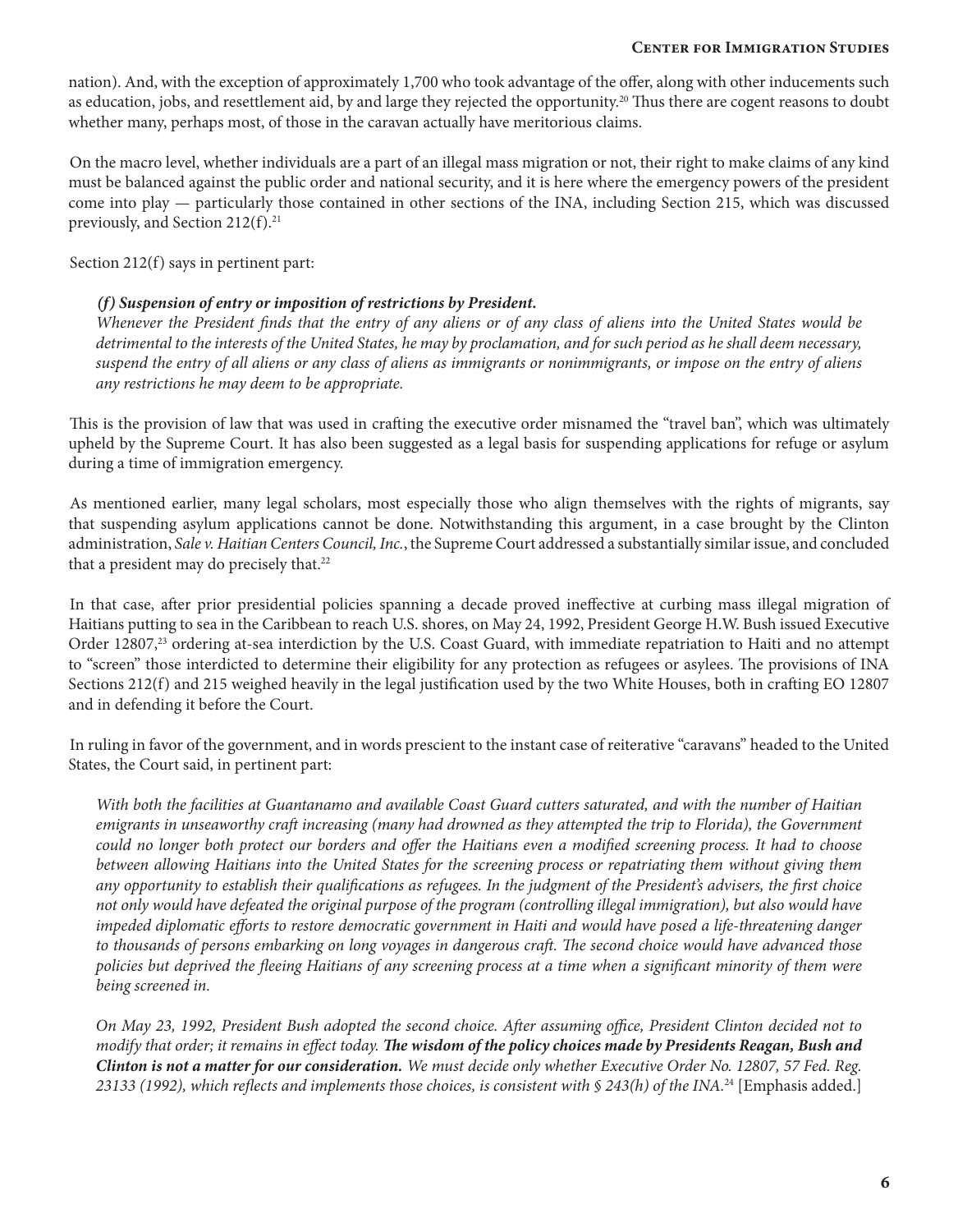nation). And, with the exception of approximately 1,700 who took advantage of the offer, along with other inducements such as education, jobs, and resettlement aid, by and large they rejected the opportunity.[20] Thus there are cogent reasons to doubt whether many, perhaps most, of those in the caravan actually have meritorious claims.

On the macro level, whether individuals are a part of an illegal mass migration or not, their right to make claims of any kind must be balanced against the public order and national security, and it is here where the emergency powers of the president come into play — particularly those contained in other sections of the INA, including Section 215, which was discussed previously, and Section 212(f).[21]

Section 212(f) says in pertinent part:

> ***(f) Suspension of entry or imposition of restrictions by President.***
> *Whenever the President finds that the entry of any aliens or of any class of aliens into the United States would be detrimental to the interests of the United States, he may by proclamation, and for such period as he shall deem necessary, suspend the entry of all aliens or any class of aliens as immigrants or nonimmigrants, or impose on the entry of aliens any restrictions he may deem to be appropriate.*

This is the provision of law that was used in crafting the executive order misnamed the "travel ban", which was ultimately upheld by the Supreme Court. It has also been suggested as a legal basis for suspending applications for refuge or asylum during a time of immigration emergency.

As mentioned earlier, many legal scholars, most especially those who align themselves with the rights of migrants, say that suspending asylum applications cannot be done. Notwithstanding this argument, in a case brought by the Clinton administration, *Sale v. Haitian Centers Council, Inc.*, the Supreme Court addressed a substantially similar issue, and concluded that a president may do precisely that.[22]

In that case, after prior presidential policies spanning a decade proved ineffective at curbing mass illegal migration of Haitians putting to sea in the Caribbean to reach U.S. shores, on May 24, 1992, President George H.W. Bush issued Executive Order 12807,[23] ordering at-sea interdiction by the U.S. Coast Guard, with immediate repatriation to Haiti and no attempt to "screen" those interdicted to determine their eligibility for any protection as refugees or asylees. The provisions of INA Sections 212(f) and 215 weighed heavily in the legal justification used by the two White Houses, both in crafting EO 12807 and in defending it before the Court.

In ruling in favor of the government, and in words prescient to the instant case of reiterative "caravans" headed to the United States, the Court said, in pertinent part:

> *With both the facilities at Guantanamo and available Coast Guard cutters saturated, and with the number of Haitian emigrants in unseaworthy craft increasing (many had drowned as they attempted the trip to Florida), the Government could no longer both protect our borders and offer the Haitians even a modified screening process. It had to choose between allowing Haitians into the United States for the screening process or repatriating them without giving them any opportunity to establish their qualifications as refugees. In the judgment of the President's advisers, the first choice not only would have defeated the original purpose of the program (controlling illegal immigration), but also would have impeded diplomatic efforts to restore democratic government in Haiti and would have posed a life-threatening danger to thousands of persons embarking on long voyages in dangerous craft. The second choice would have advanced those policies but deprived the fleeing Haitians of any screening process at a time when a significant minority of them were being screened in.*
>
> *On May 23, 1992, President Bush adopted the second choice. After assuming office, President Clinton decided not to modify that order; it remains in effect today.* ***The wisdom of the policy choices made by Presidents Reagan, Bush and Clinton is not a matter for our consideration.*** *We must decide only whether Executive Order No. 12807, 57 Fed. Reg. 23133 (1992), which reflects and implements those choices, is consistent with § 243(h) of the INA.*[24] [Emphasis added.]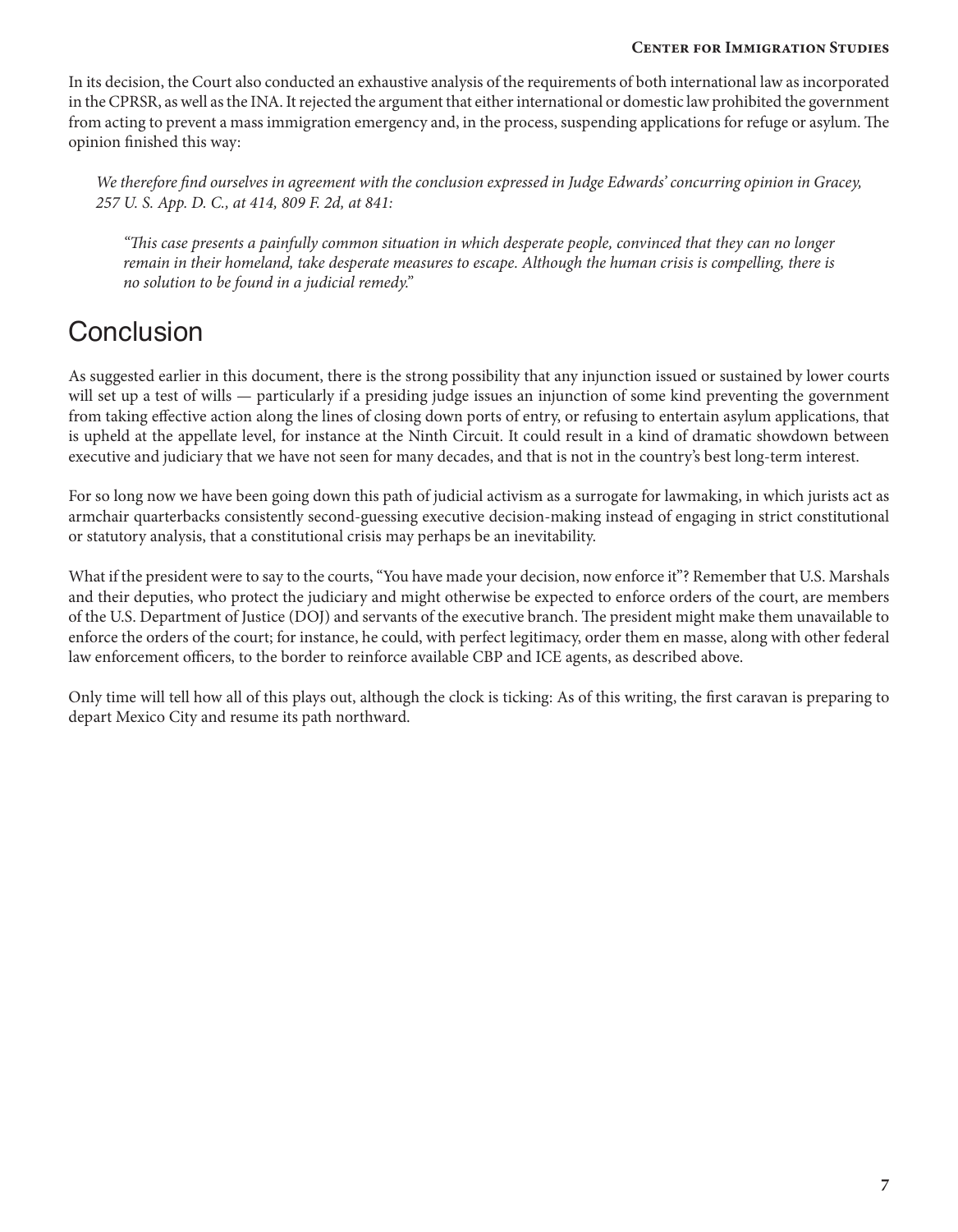In its decision, the Court also conducted an exhaustive analysis of the requirements of both international law as incorporated in the CPRSR, as well as the INA. It rejected the argument that either international or domestic law prohibited the government from acting to prevent a mass immigration emergency and, in the process, suspending applications for refuge or asylum. The opinion finished this way:

> *We therefore find ourselves in agreement with the conclusion expressed in Judge Edwards' concurring opinion in Gracey, 257 U. S. App. D. C., at 414, 809 F. 2d, at 841:*
>
> > *"This case presents a painfully common situation in which desperate people, convinced that they can no longer remain in their homeland, take desperate measures to escape. Although the human crisis is compelling, there is no solution to be found in a judicial remedy."*

## Conclusion

As suggested earlier in this document, there is the strong possibility that any injunction issued or sustained by lower courts will set up a test of wills — particularly if a presiding judge issues an injunction of some kind preventing the government from taking effective action along the lines of closing down ports of entry, or refusing to entertain asylum applications, that is upheld at the appellate level, for instance at the Ninth Circuit. It could result in a kind of dramatic showdown between executive and judiciary that we have not seen for many decades, and that is not in the country's best long-term interest.

For so long now we have been going down this path of judicial activism as a surrogate for lawmaking, in which jurists act as armchair quarterbacks consistently second-guessing executive decision-making instead of engaging in strict constitutional or statutory analysis, that a constitutional crisis may perhaps be an inevitability.

What if the president were to say to the courts, "You have made your decision, now enforce it"? Remember that U.S. Marshals and their deputies, who protect the judiciary and might otherwise be expected to enforce orders of the court, are members of the U.S. Department of Justice (DOJ) and servants of the executive branch. The president might make them unavailable to enforce the orders of the court; for instance, he could, with perfect legitimacy, order them en masse, along with other federal law enforcement officers, to the border to reinforce available CBP and ICE agents, as described above.

Only time will tell how all of this plays out, although the clock is ticking: As of this writing, the first caravan is preparing to depart Mexico City and resume its path northward.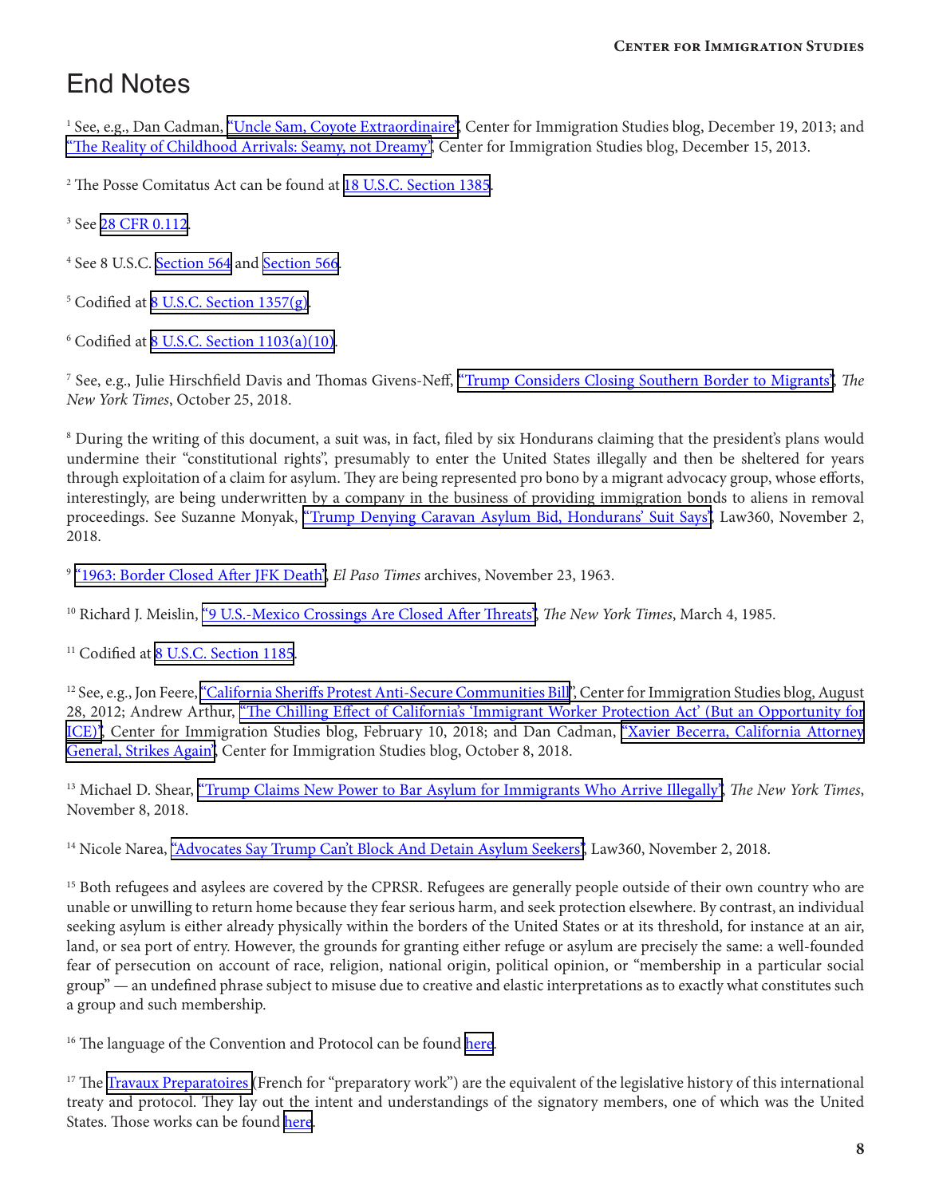# End Notes

[1] See, e.g., Dan Cadman, "Uncle Sam, Coyote Extraordinaire", Center for Immigration Studies blog, December 19, 2013; and "The Reality of Childhood Arrivals: Seamy, not Dreamy", Center for Immigration Studies blog, December 15, 2013.

[2] The Posse Comitatus Act can be found at 18 U.S.C. Section 1385.

[3] See 28 CFR 0.112.

[4] See 8 U.S.C. Section 564 and Section 566.

[5] Codified at 8 U.S.C. Section 1357(g).

[6] Codified at 8 U.S.C. Section 1103(a)(10).

[7] See, e.g., Julie Hirschfield Davis and Thomas Givens-Neff, "Trump Considers Closing Southern Border to Migrants", *The New York Times*, October 25, 2018.

[8] During the writing of this document, a suit was, in fact, filed by six Hondurans claiming that the president's plans would undermine their "constitutional rights", presumably to enter the United States illegally and then be sheltered for years through exploitation of a claim for asylum. They are being represented pro bono by a migrant advocacy group, whose efforts, interestingly, are being underwritten by a company in the business of providing immigration bonds to aliens in removal proceedings. See Suzanne Monyak, "Trump Denying Caravan Asylum Bid, Hondurans' Suit Says", Law360, November 2, 2018.

[9] "1963: Border Closed After JFK Death", *El Paso Times* archives, November 23, 1963.

[10] Richard J. Meislin, "9 U.S.-Mexico Crossings Are Closed After Threats", *The New York Times*, March 4, 1985.

[11] Codified at 8 U.S.C. Section 1185.

[12] See, e.g., Jon Feere, "California Sheriffs Protest Anti-Secure Communities Bill", Center for Immigration Studies blog, August 28, 2012; Andrew Arthur, "The Chilling Effect of California's 'Immigrant Worker Protection Act' (But an Opportunity for ICE)", Center for Immigration Studies blog, February 10, 2018; and Dan Cadman, "Xavier Becerra, California Attorney General, Strikes Again", Center for Immigration Studies blog, October 8, 2018.

[13] Michael D. Shear, "Trump Claims New Power to Bar Asylum for Immigrants Who Arrive Illegally", *The New York Times*, November 8, 2018.

[14] Nicole Narea, "Advocates Say Trump Can't Block And Detain Asylum Seekers", Law360, November 2, 2018.

[15] Both refugees and asylees are covered by the CPRSR. Refugees are generally people outside of their own country who are unable or unwilling to return home because they fear serious harm, and seek protection elsewhere. By contrast, an individual seeking asylum is either already physically within the borders of the United States or at its threshold, for instance at an air, land, or sea port of entry. However, the grounds for granting either refuge or asylum are precisely the same: a well-founded fear of persecution on account of race, religion, national origin, political opinion, or "membership in a particular social group" — an undefined phrase subject to misuse due to creative and elastic interpretations as to exactly what constitutes such a group and such membership.

[16] The language of the Convention and Protocol can be found here.

[17] The Travaux Preparatoires (French for "preparatory work") are the equivalent of the legislative history of this international treaty and protocol. They lay out the intent and understandings of the signatory members, one of which was the United States. Those works can be found here.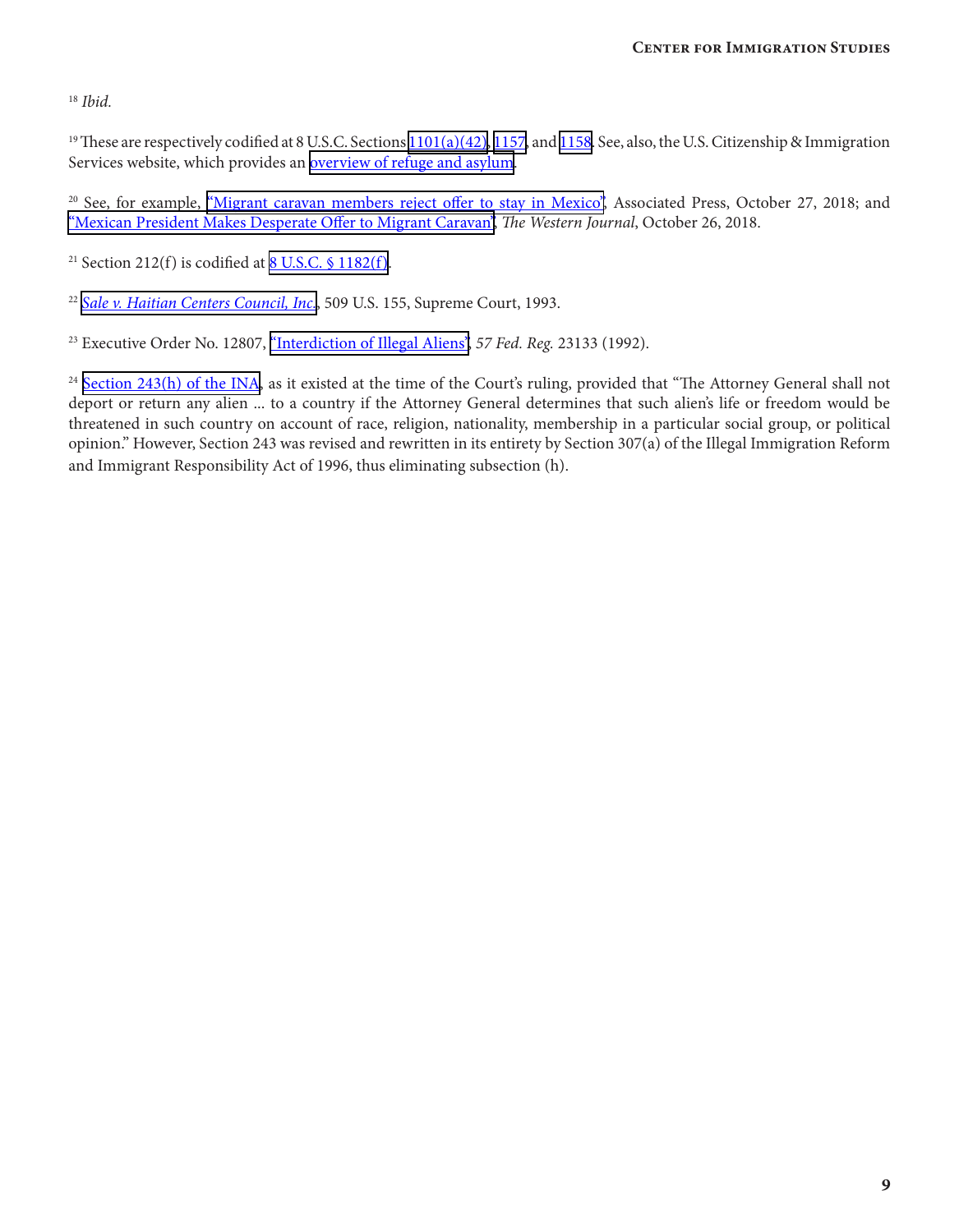[18] *Ibid.*

[19] These are respectively codified at 8 U.S.C. Sections 1101(a)(42), 1157, and 1158. See, also, the U.S. Citizenship & Immigration Services website, which provides an overview of refuge and asylum.

[20] See, for example, "Migrant caravan members reject offer to stay in Mexico", Associated Press, October 27, 2018; and "Mexican President Makes Desperate Offer to Migrant Caravan", *The Western Journal*, October 26, 2018.

[21] Section 212(f) is codified at 8 U.S.C. § 1182(f).

[22] *Sale v. Haitian Centers Council, Inc.*, 509 U.S. 155, Supreme Court, 1993.

[23] Executive Order No. 12807, "Interdiction of Illegal Aliens", *57 Fed. Reg.* 23133 (1992).

[24] Section 243(h) of the INA, as it existed at the time of the Court's ruling, provided that "The Attorney General shall not deport or return any alien ... to a country if the Attorney General determines that such alien's life or freedom would be threatened in such country on account of race, religion, nationality, membership in a particular social group, or political opinion." However, Section 243 was revised and rewritten in its entirety by Section 307(a) of the Illegal Immigration Reform and Immigrant Responsibility Act of 1996, thus eliminating subsection (h).